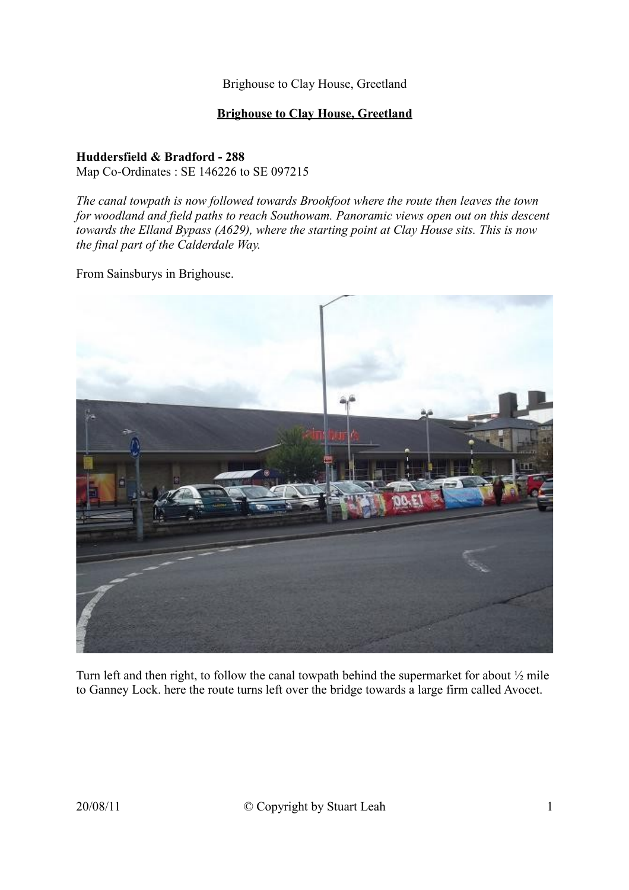Brighouse to Clay House, Greetland

# Brighouse to Clay House, Greetland

**Huddersfield & Bradford - 288**
Map Co-Ordinates : SE 146226 to SE 097215

*The canal towpath is now followed towards Brookfoot where the route then leaves the town for woodland and field paths to reach Southowam. Panoramic views open out on this descent towards the Elland Bypass (A629), where the starting point at Clay House sits. This is now the final part of the Calderdale Way.*

From Sainsburys in Brighouse.

Turn left and then right, to follow the canal towpath behind the supermarket for about ½ mile to Ganney Lock. here the route turns left over the bridge towards a large firm called Avocet.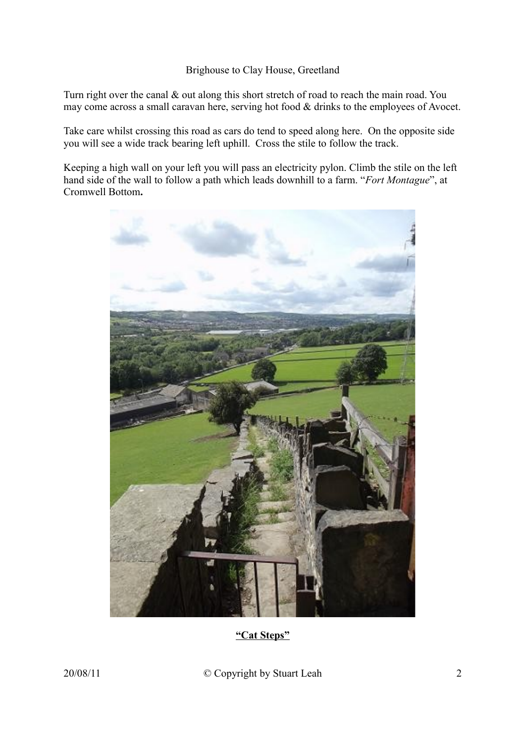Brighouse to Clay House, Greetland

Turn right over the canal & out along this short stretch of road to reach the main road. You may come across a small caravan here, serving hot food & drinks to the employees of Avocet.

Take care whilst crossing this road as cars do tend to speed along here. On the opposite side you will see a wide track bearing left uphill. Cross the stile to follow the track.

Keeping a high wall on your left you will pass an electricity pylon. Climb the stile on the left hand side of the wall to follow a path which leads downhill to a farm. "*Fort Montague*", at Cromwell Bottom**.**

**"Cat Steps"**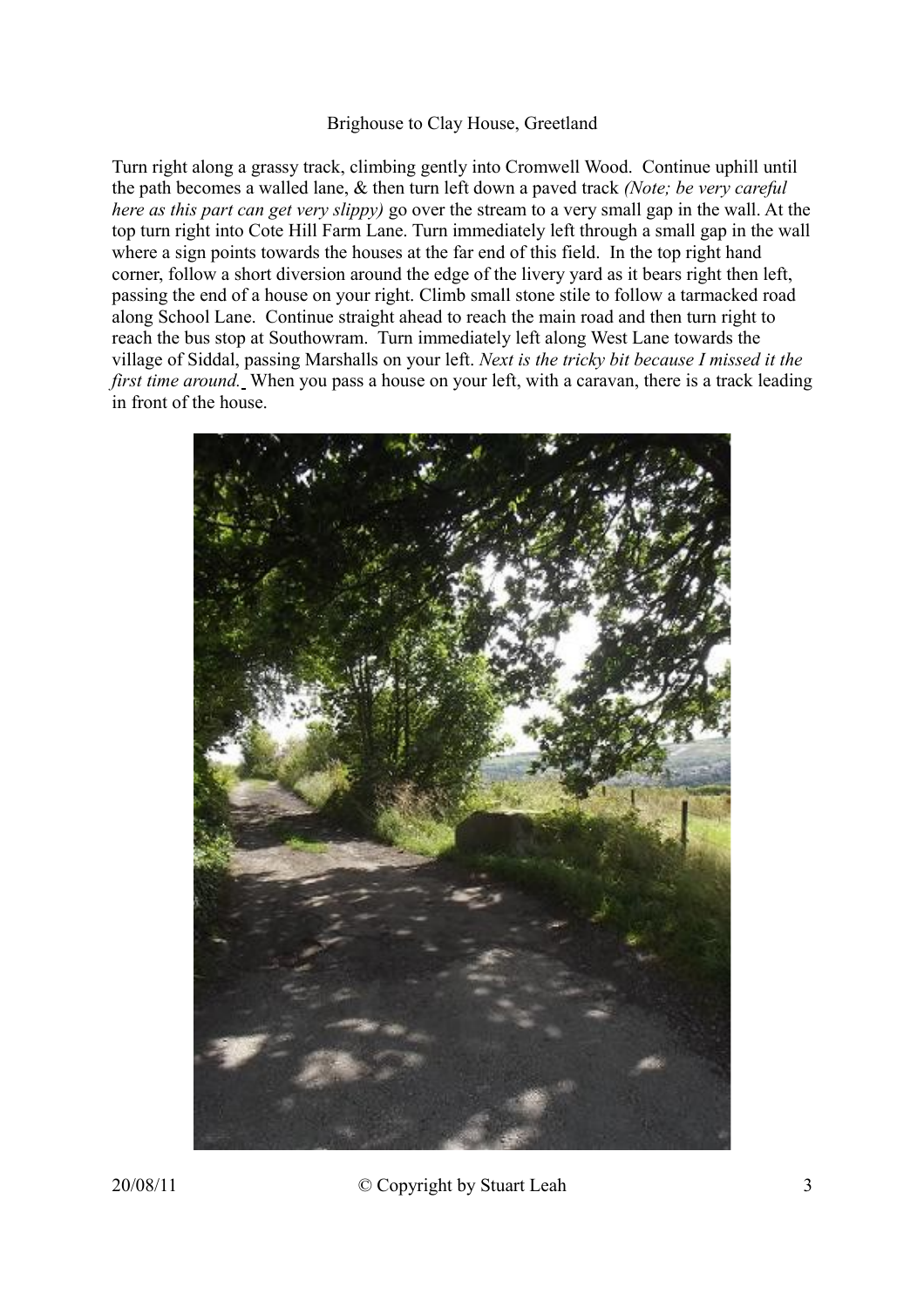Brighouse to Clay House, Greetland

Turn right along a grassy track, climbing gently into Cromwell Wood. Continue uphill until the path becomes a walled lane, & then turn left down a paved track *(Note; be very careful here as this part can get very slippy)* go over the stream to a very small gap in the wall. At the top turn right into Cote Hill Farm Lane. Turn immediately left through a small gap in the wall where a sign points towards the houses at the far end of this field. In the top right hand corner, follow a short diversion around the edge of the livery yard as it bears right then left, passing the end of a house on your right. Climb small stone stile to follow a tarmacked road along School Lane. Continue straight ahead to reach the main road and then turn right to reach the bus stop at Southowram. Turn immediately left along West Lane towards the village of Siddal, passing Marshalls on your left. *Next is the tricky bit because I missed it the first time around.* When you pass a house on your left, with a caravan, there is a track leading in front of the house.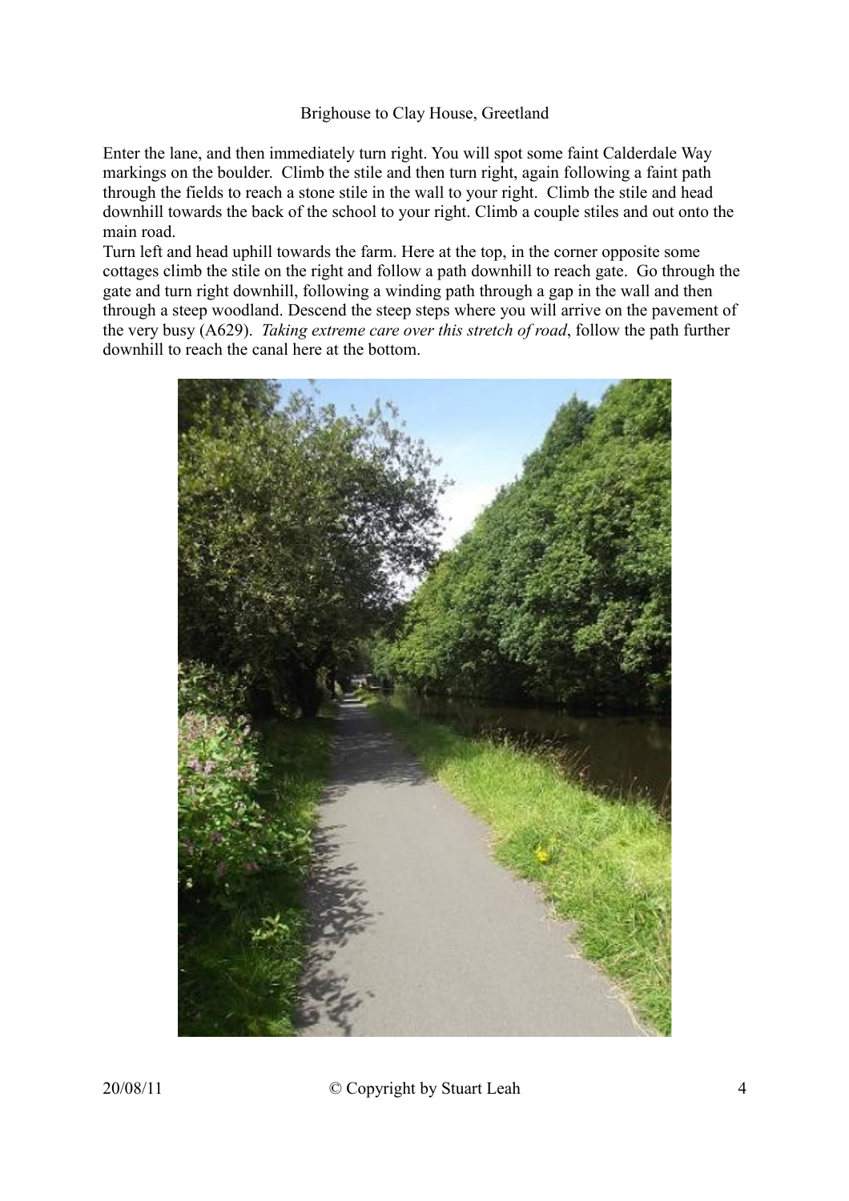Brighouse to Clay House, Greetland

Enter the lane, and then immediately turn right. You will spot some faint Calderdale Way markings on the boulder. Climb the stile and then turn right, again following a faint path through the fields to reach a stone stile in the wall to your right. Climb the stile and head downhill towards the back of the school to your right. Climb a couple stiles and out onto the main road.

Turn left and head uphill towards the farm. Here at the top, in the corner opposite some cottages climb the stile on the right and follow a path downhill to reach gate. Go through the gate and turn right downhill, following a winding path through a gap in the wall and then through a steep woodland. Descend the steep steps where you will arrive on the pavement of the very busy (A629). *Taking extreme care over this stretch of road*, follow the path further downhill to reach the canal here at the bottom.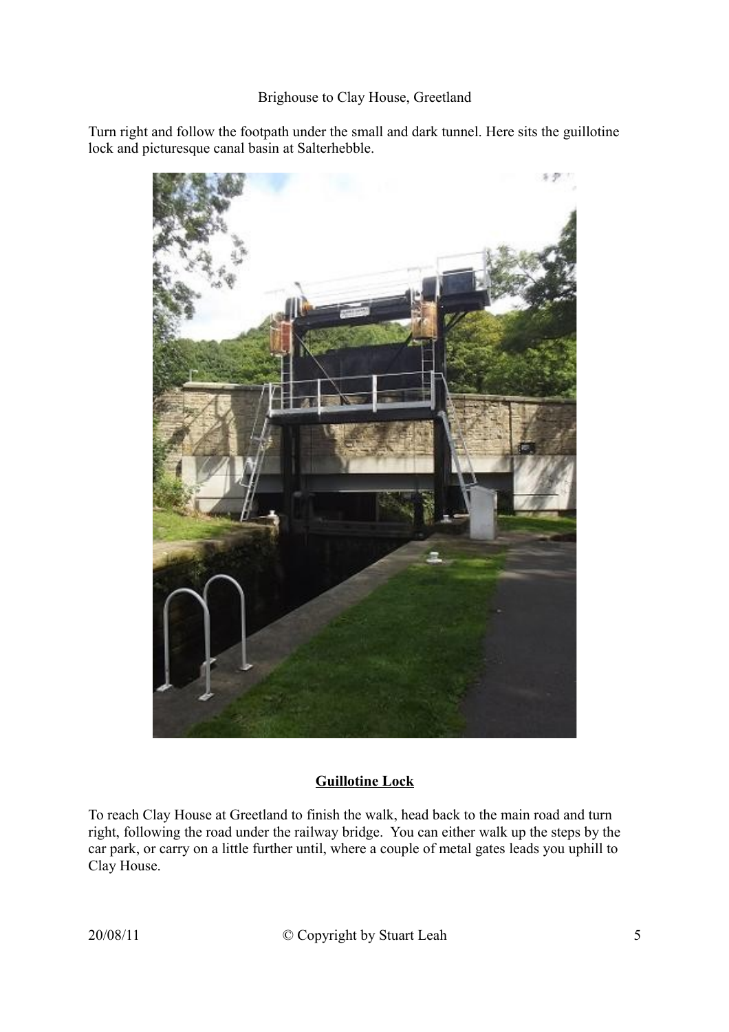Brighouse to Clay House, Greetland

Turn right and follow the footpath under the small and dark tunnel. Here sits the guillotine lock and picturesque canal basin at Salterhebble.

**Guillotine Lock**

To reach Clay House at Greetland to finish the walk, head back to the main road and turn right, following the road under the railway bridge. You can either walk up the steps by the car park, or carry on a little further until, where a couple of metal gates leads you uphill to Clay House.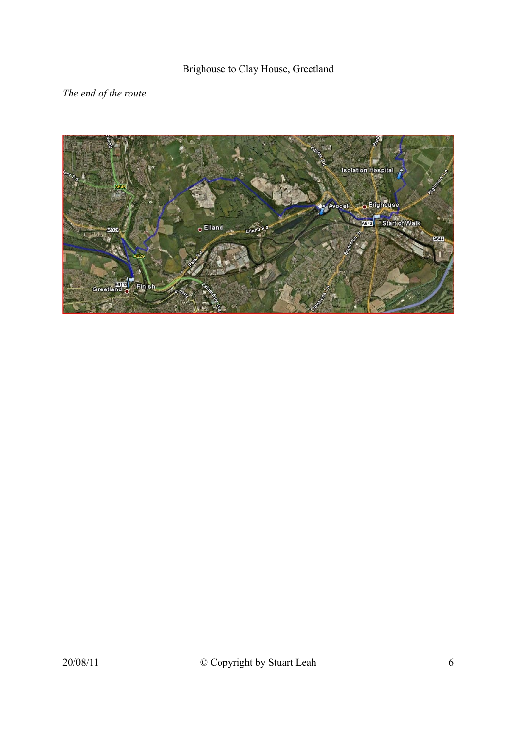*The end of the route.*